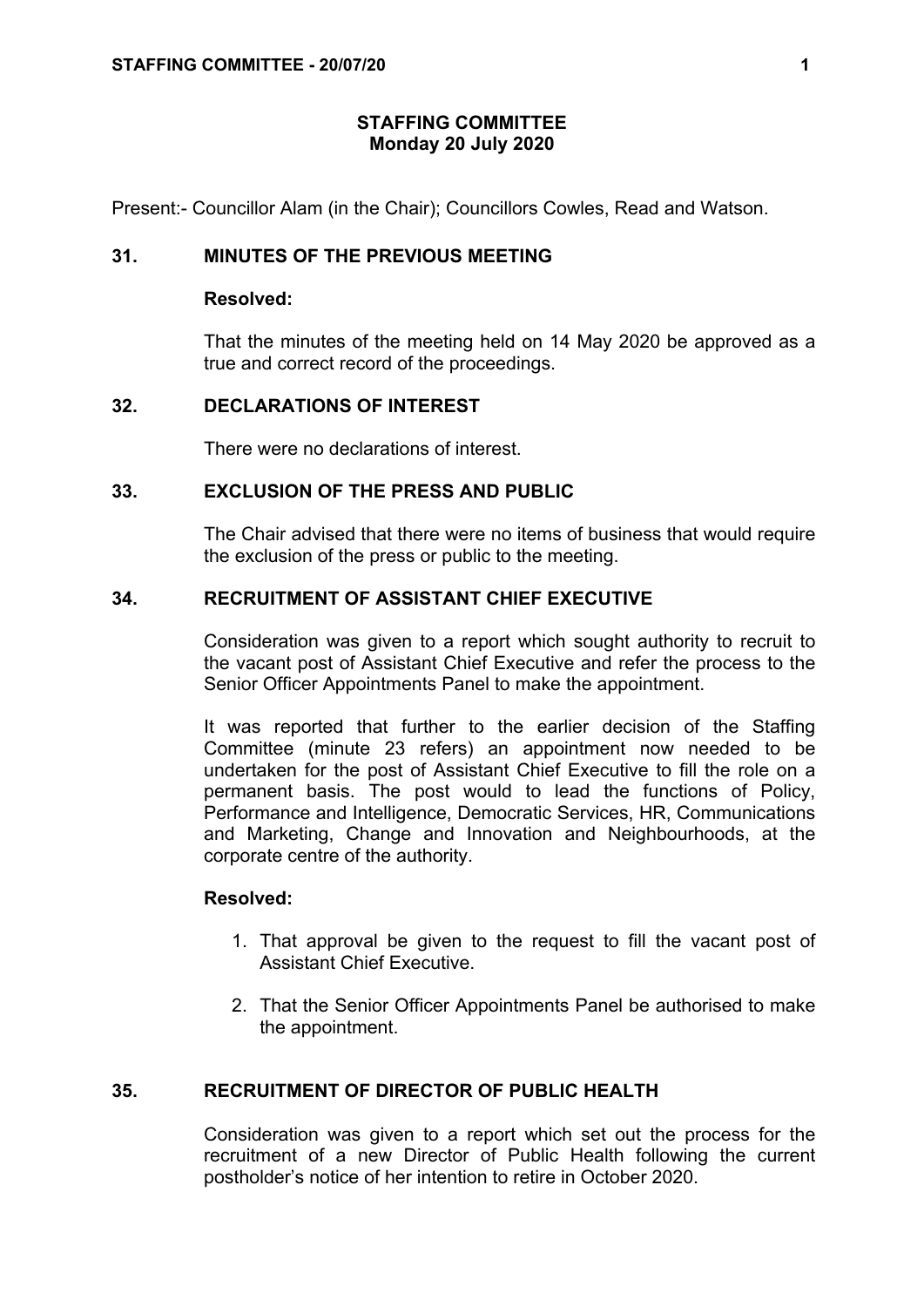# STAFFING COMMITTEE
## Monday 20 July 2020

Present:- Councillor Alam (in the Chair); Councillors Cowles, Read and Watson.

### 31. MINUTES OF THE PREVIOUS MEETING

**Resolved:**

That the minutes of the meeting held on 14 May 2020 be approved as a true and correct record of the proceedings.

### 32. DECLARATIONS OF INTEREST

There were no declarations of interest.

### 33. EXCLUSION OF THE PRESS AND PUBLIC

The Chair advised that there were no items of business that would require the exclusion of the press or public to the meeting.

### 34. RECRUITMENT OF ASSISTANT CHIEF EXECUTIVE

Consideration was given to a report which sought authority to recruit to the vacant post of Assistant Chief Executive and refer the process to the Senior Officer Appointments Panel to make the appointment.

It was reported that further to the earlier decision of the Staffing Committee (minute 23 refers) an appointment now needed to be undertaken for the post of Assistant Chief Executive to fill the role on a permanent basis. The post would to lead the functions of Policy, Performance and Intelligence, Democratic Services, HR, Communications and Marketing, Change and Innovation and Neighbourhoods, at the corporate centre of the authority.

**Resolved:**

1. That approval be given to the request to fill the vacant post of Assistant Chief Executive.
2. That the Senior Officer Appointments Panel be authorised to make the appointment.

### 35. RECRUITMENT OF DIRECTOR OF PUBLIC HEALTH

Consideration was given to a report which set out the process for the recruitment of a new Director of Public Health following the current postholder's notice of her intention to retire in October 2020.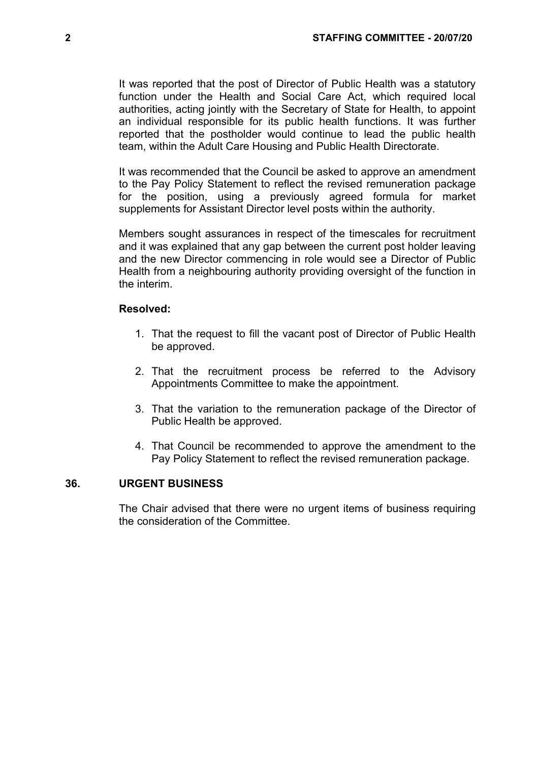It was reported that the post of Director of Public Health was a statutory function under the Health and Social Care Act, which required local authorities, acting jointly with the Secretary of State for Health, to appoint an individual responsible for its public health functions. It was further reported that the postholder would continue to lead the public health team, within the Adult Care Housing and Public Health Directorate.

It was recommended that the Council be asked to approve an amendment to the Pay Policy Statement to reflect the revised remuneration package for the position, using a previously agreed formula for market supplements for Assistant Director level posts within the authority.

Members sought assurances in respect of the timescales for recruitment and it was explained that any gap between the current post holder leaving and the new Director commencing in role would see a Director of Public Health from a neighbouring authority providing oversight of the function in the interim.

**Resolved:**

1. That the request to fill the vacant post of Director of Public Health be approved.

2. That the recruitment process be referred to the Advisory Appointments Committee to make the appointment.

3. That the variation to the remuneration package of the Director of Public Health be approved.

4. That Council be recommended to approve the amendment to the Pay Policy Statement to reflect the revised remuneration package.

## 36. URGENT BUSINESS

The Chair advised that there were no urgent items of business requiring the consideration of the Committee.